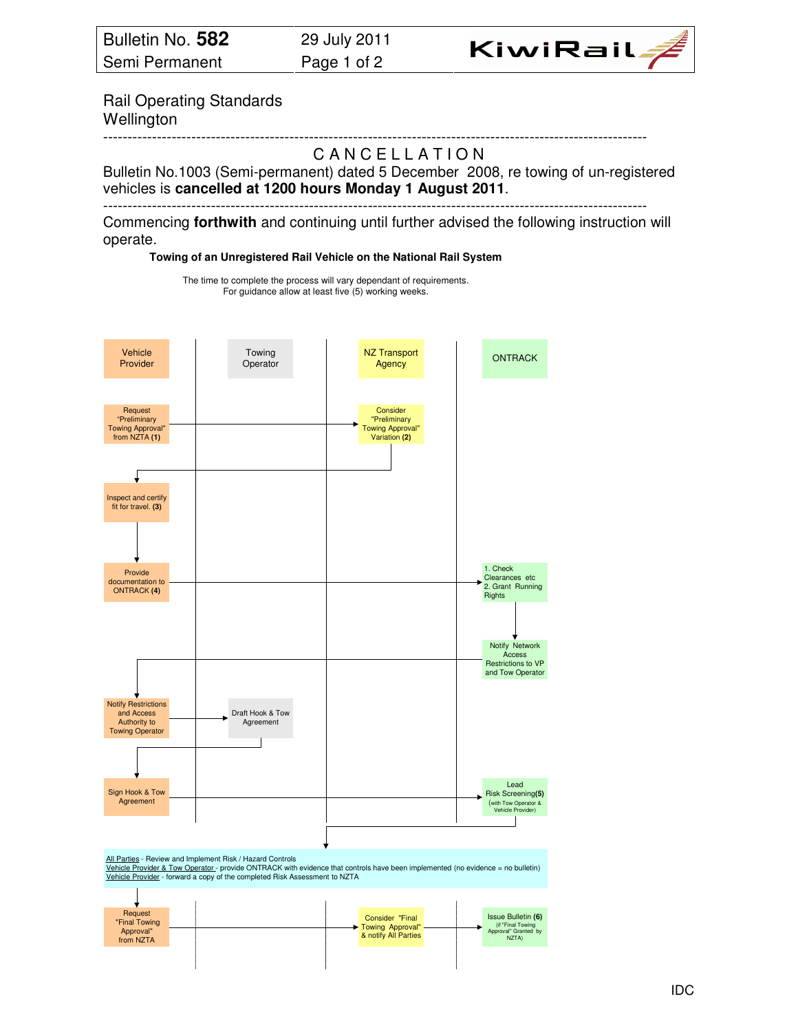Bulletin No. **582** — 29 July 2011
Semi Permanent

KiwiRail

Rail Operating Standards
Wellington

---

## CANCELLATION

Bulletin No.1003 (Semi-permanent) dated 5 December 2008, re towing of un-registered vehicles is **cancelled at 1200 hours Monday 1 August 2011**.

---

Commencing **forthwith** and continuing until further advised the following instruction will operate.

### Towing of an Unregistered Rail Vehicle on the National Rail System

The time to complete the process will vary dependant of requirements.
For guidance allow at least five (5) working weeks.

| Vehicle Provider | Towing Operator | NZ Transport Agency | ONTRACK |
|---|---|---|---|
| Request "Preliminary Towing Approval" from NZTA **(1)** → | | Consider "Preliminary Towing Approval" Variation **(2)** | |
| Inspect and certify fit for travel. **(3)** | | | |
| Provide documentation to ONTRACK **(4)** → | | | 1. Check Clearances etc 2. Grant Running Rights |
| | | | Notify Network Access Restrictions to VP and Tow Operator |
| Notify Restrictions and Access Authority to Towing Operator → | Draft Hook & Tow Agreement | | |
| Sign Hook & Tow Agreement → | | | Lead Risk Screening**(5)** (with Tow Operator & Vehicle Provider) |

All Parties - Review and Implement Risk / Hazard Controls
Vehicle Provider & Tow Operator - provide ONTRACK with evidence that controls have been implemented (no evidence = no bulletin)
Vehicle Provider - forward a copy of the completed Risk Assessment to NZTA

| Vehicle Provider | Towing Operator | NZ Transport Agency | ONTRACK |
|---|---|---|---|
| Request "Final Towing Approval" from NZTA → | | Consider "Final Towing Approval" & notify All Parties → | Issue Bulletin **(6)** (if "Final Towing Approval" Granted by NZTA) |

IDC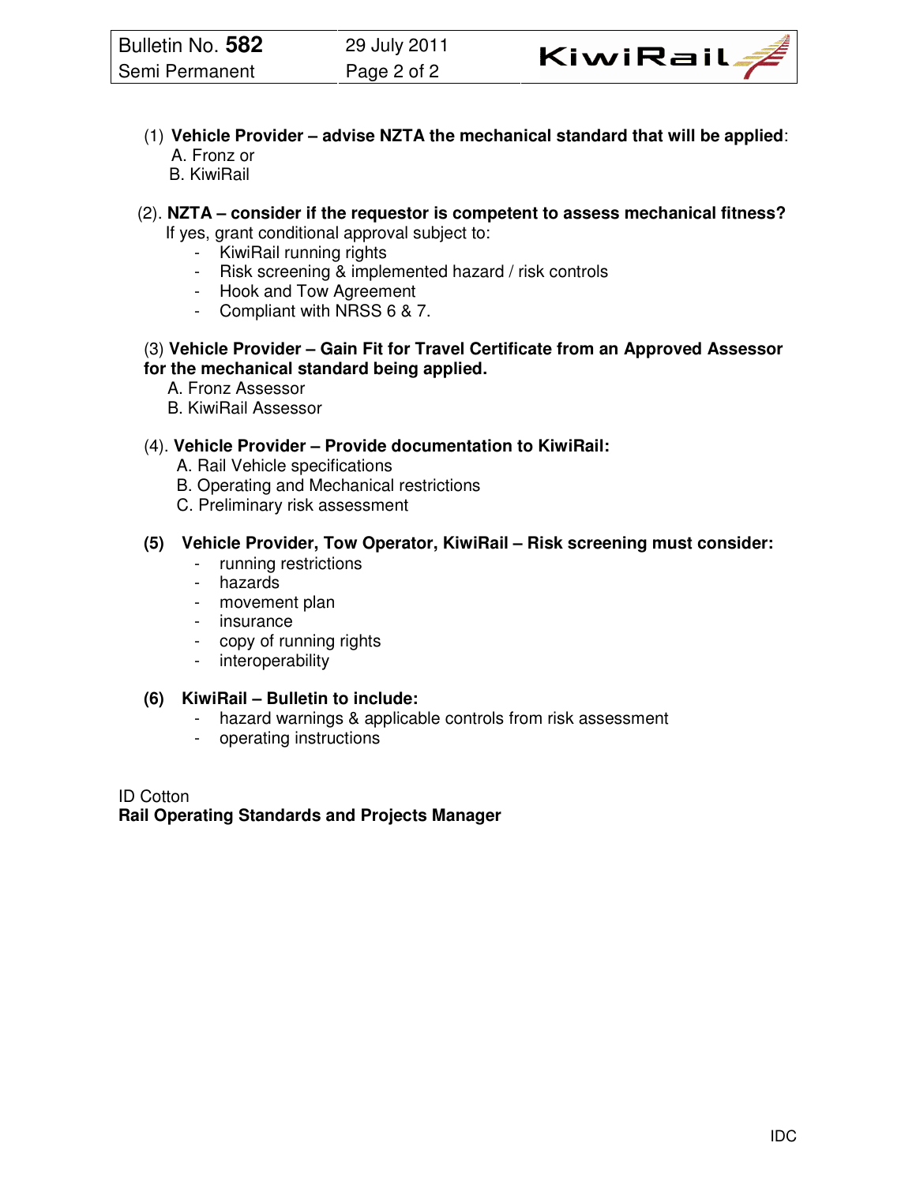(1) **Vehicle Provider – advise NZTA the mechanical standard that will be applied**:

A. Fronz or
B. KiwiRail

(2). **NZTA – consider if the requestor is competent to assess mechanical fitness?**

If yes, grant conditional approval subject to:

- KiwiRail running rights
- Risk screening & implemented hazard / risk controls
- Hook and Tow Agreement
- Compliant with NRSS 6 & 7.

(3) **Vehicle Provider – Gain Fit for Travel Certificate from an Approved Assessor for the mechanical standard being applied.**

A. Fronz Assessor
B. KiwiRail Assessor

(4). **Vehicle Provider – Provide documentation to KiwiRail:**

A. Rail Vehicle specifications
B. Operating and Mechanical restrictions
C. Preliminary risk assessment

**(5) Vehicle Provider, Tow Operator, KiwiRail – Risk screening must consider:**

- running restrictions
- hazards
- movement plan
- insurance
- copy of running rights
- interoperability

**(6) KiwiRail – Bulletin to include:**

- hazard warnings & applicable controls from risk assessment
- operating instructions

ID Cotton
**Rail Operating Standards and Projects Manager**

IDC